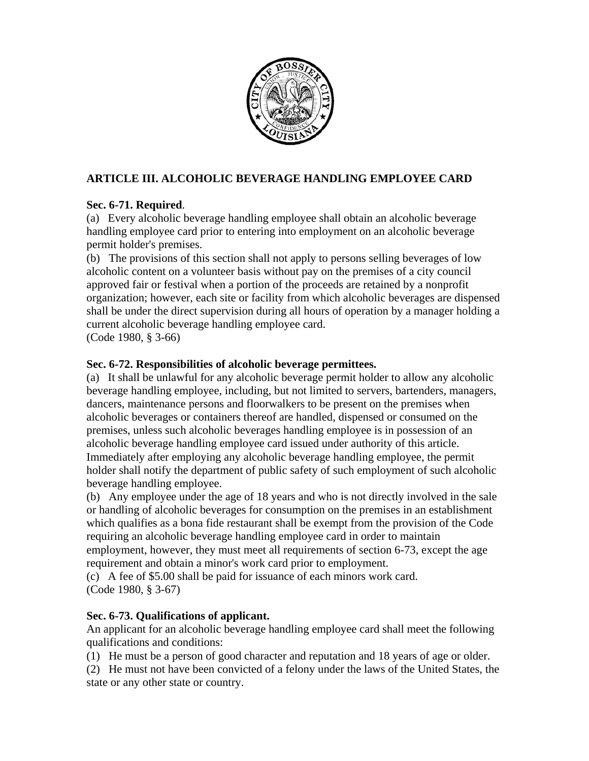## ARTICLE III. ALCOHOLIC BEVERAGE HANDLING EMPLOYEE CARD

**Sec. 6-71. Required**.

(a) Every alcoholic beverage handling employee shall obtain an alcoholic beverage handling employee card prior to entering into employment on an alcoholic beverage permit holder's premises.

(b) The provisions of this section shall not apply to persons selling beverages of low alcoholic content on a volunteer basis without pay on the premises of a city council approved fair or festival when a portion of the proceeds are retained by a nonprofit organization; however, each site or facility from which alcoholic beverages are dispensed shall be under the direct supervision during all hours of operation by a manager holding a current alcoholic beverage handling employee card.

(Code 1980, § 3-66)

**Sec. 6-72. Responsibilities of alcoholic beverage permittees.**

(a) It shall be unlawful for any alcoholic beverage permit holder to allow any alcoholic beverage handling employee, including, but not limited to servers, bartenders, managers, dancers, maintenance persons and floorwalkers to be present on the premises when alcoholic beverages or containers thereof are handled, dispensed or consumed on the premises, unless such alcoholic beverages handling employee is in possession of an alcoholic beverage handling employee card issued under authority of this article. Immediately after employing any alcoholic beverage handling employee, the permit holder shall notify the department of public safety of such employment of such alcoholic beverage handling employee.

(b) Any employee under the age of 18 years and who is not directly involved in the sale or handling of alcoholic beverages for consumption on the premises in an establishment which qualifies as a bona fide restaurant shall be exempt from the provision of the Code requiring an alcoholic beverage handling employee card in order to maintain employment, however, they must meet all requirements of section 6-73, except the age requirement and obtain a minor's work card prior to employment.

(c) A fee of $5.00 shall be paid for issuance of each minors work card.

(Code 1980, § 3-67)

**Sec. 6-73. Qualifications of applicant.**

An applicant for an alcoholic beverage handling employee card shall meet the following qualifications and conditions:

(1) He must be a person of good character and reputation and 18 years of age or older.

(2) He must not have been convicted of a felony under the laws of the United States, the state or any other state or country.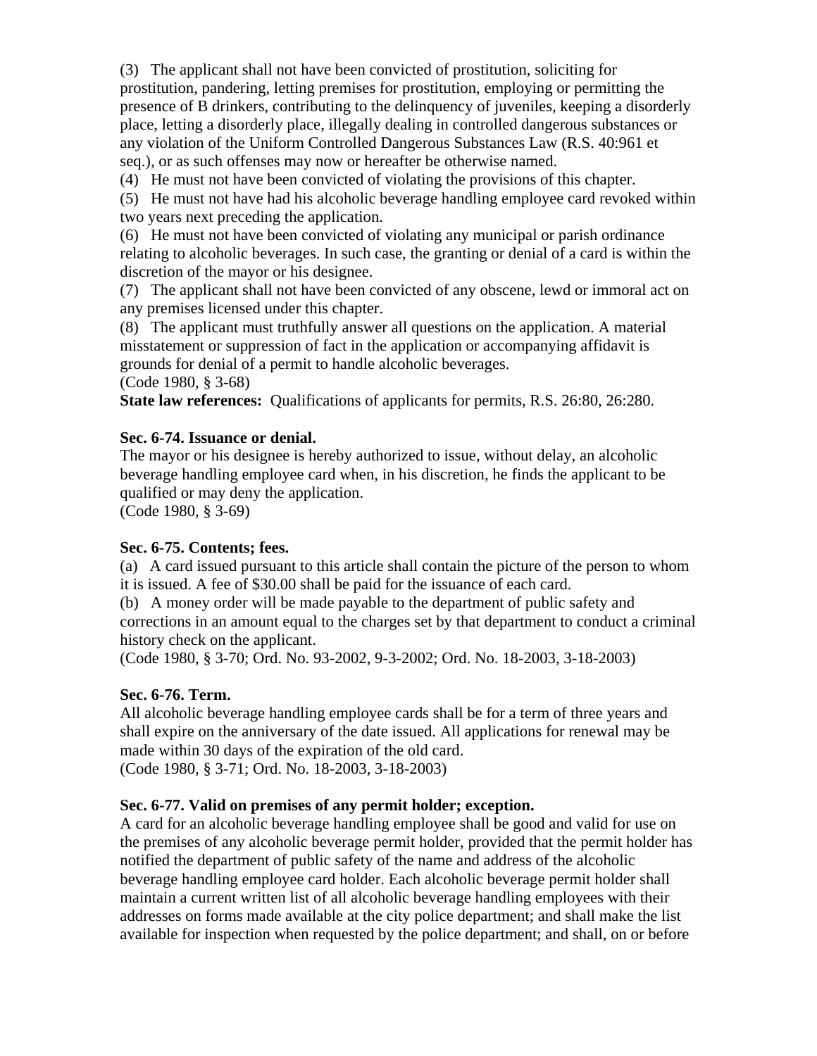(3) The applicant shall not have been convicted of prostitution, soliciting for prostitution, pandering, letting premises for prostitution, employing or permitting the presence of B drinkers, contributing to the delinquency of juveniles, keeping a disorderly place, letting a disorderly place, illegally dealing in controlled dangerous substances or any violation of the Uniform Controlled Dangerous Substances Law (R.S. 40:961 et seq.), or as such offenses may now or hereafter be otherwise named.

(4) He must not have been convicted of violating the provisions of this chapter.

(5) He must not have had his alcoholic beverage handling employee card revoked within two years next preceding the application.

(6) He must not have been convicted of violating any municipal or parish ordinance relating to alcoholic beverages. In such case, the granting or denial of a card is within the discretion of the mayor or his designee.

(7) The applicant shall not have been convicted of any obscene, lewd or immoral act on any premises licensed under this chapter.

(8) The applicant must truthfully answer all questions on the application. A material misstatement or suppression of fact in the application or accompanying affidavit is grounds for denial of a permit to handle alcoholic beverages.

(Code 1980, § 3-68)

**State law references:** Qualifications of applicants for permits, R.S. 26:80, 26:280.

**Sec. 6-74. Issuance or denial.**

The mayor or his designee is hereby authorized to issue, without delay, an alcoholic beverage handling employee card when, in his discretion, he finds the applicant to be qualified or may deny the application.

(Code 1980, § 3-69)

**Sec. 6-75. Contents; fees.**

(a) A card issued pursuant to this article shall contain the picture of the person to whom it is issued. A fee of $30.00 shall be paid for the issuance of each card.

(b) A money order will be made payable to the department of public safety and corrections in an amount equal to the charges set by that department to conduct a criminal history check on the applicant.

(Code 1980, § 3-70; Ord. No. 93-2002, 9-3-2002; Ord. No. 18-2003, 3-18-2003)

**Sec. 6-76. Term.**

All alcoholic beverage handling employee cards shall be for a term of three years and shall expire on the anniversary of the date issued. All applications for renewal may be made within 30 days of the expiration of the old card.

(Code 1980, § 3-71; Ord. No. 18-2003, 3-18-2003)

**Sec. 6-77. Valid on premises of any permit holder; exception.**

A card for an alcoholic beverage handling employee shall be good and valid for use on the premises of any alcoholic beverage permit holder, provided that the permit holder has notified the department of public safety of the name and address of the alcoholic beverage handling employee card holder. Each alcoholic beverage permit holder shall maintain a current written list of all alcoholic beverage handling employees with their addresses on forms made available at the city police department; and shall make the list available for inspection when requested by the police department; and shall, on or before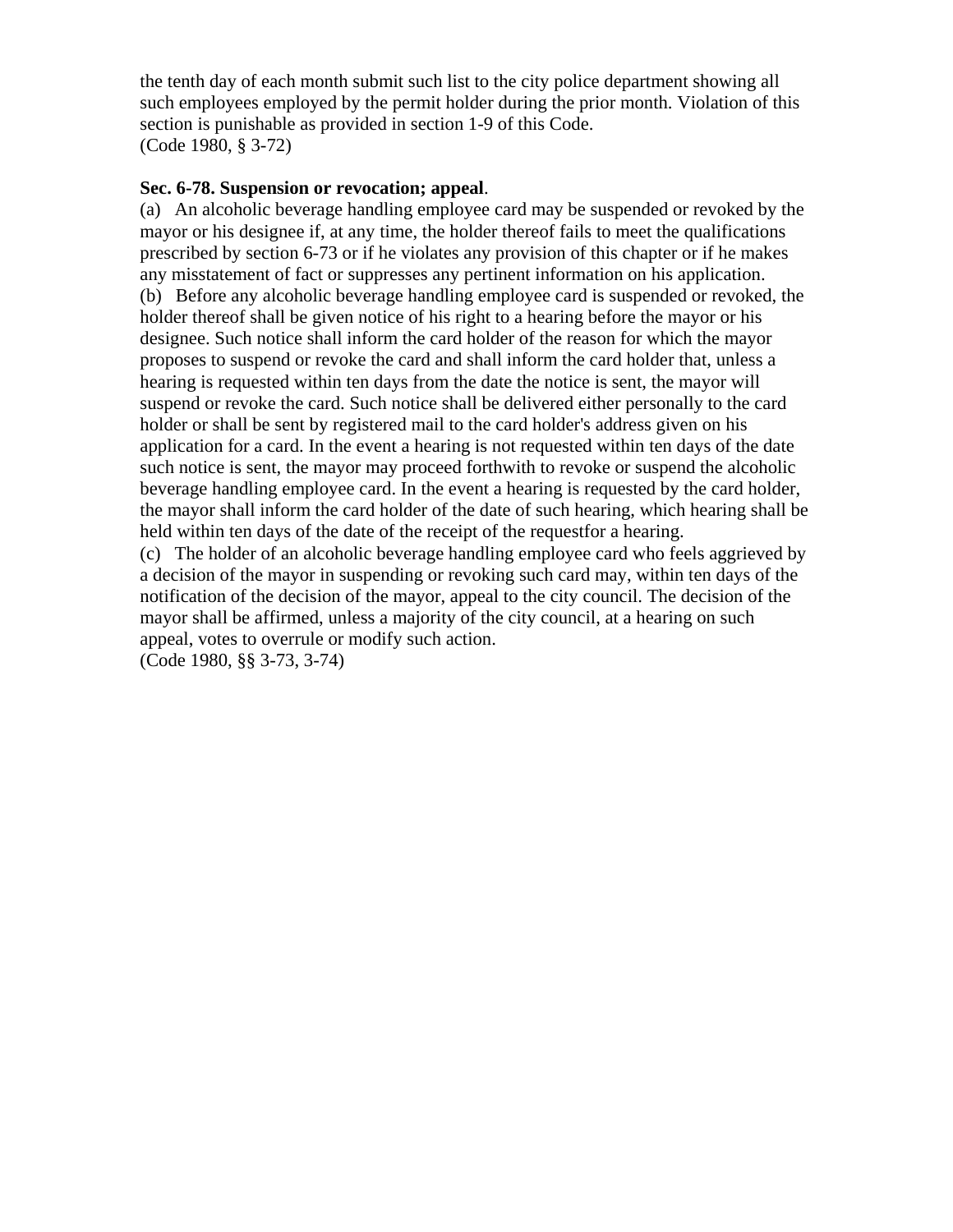the tenth day of each month submit such list to the city police department showing all such employees employed by the permit holder during the prior month. Violation of this section is punishable as provided in section 1-9 of this Code.
(Code 1980, § 3-72)

**Sec. 6-78. Suspension or revocation; appeal**.

(a) An alcoholic beverage handling employee card may be suspended or revoked by the mayor or his designee if, at any time, the holder thereof fails to meet the qualifications prescribed by section 6-73 or if he violates any provision of this chapter or if he makes any misstatement of fact or suppresses any pertinent information on his application.

(b) Before any alcoholic beverage handling employee card is suspended or revoked, the holder thereof shall be given notice of his right to a hearing before the mayor or his designee. Such notice shall inform the card holder of the reason for which the mayor proposes to suspend or revoke the card and shall inform the card holder that, unless a hearing is requested within ten days from the date the notice is sent, the mayor will suspend or revoke the card. Such notice shall be delivered either personally to the card holder or shall be sent by registered mail to the card holder's address given on his application for a card. In the event a hearing is not requested within ten days of the date such notice is sent, the mayor may proceed forthwith to revoke or suspend the alcoholic beverage handling employee card. In the event a hearing is requested by the card holder, the mayor shall inform the card holder of the date of such hearing, which hearing shall be held within ten days of the date of the receipt of the requestfor a hearing.

(c) The holder of an alcoholic beverage handling employee card who feels aggrieved by a decision of the mayor in suspending or revoking such card may, within ten days of the notification of the decision of the mayor, appeal to the city council. The decision of the mayor shall be affirmed, unless a majority of the city council, at a hearing on such appeal, votes to overrule or modify such action.
(Code 1980, §§ 3-73, 3-74)